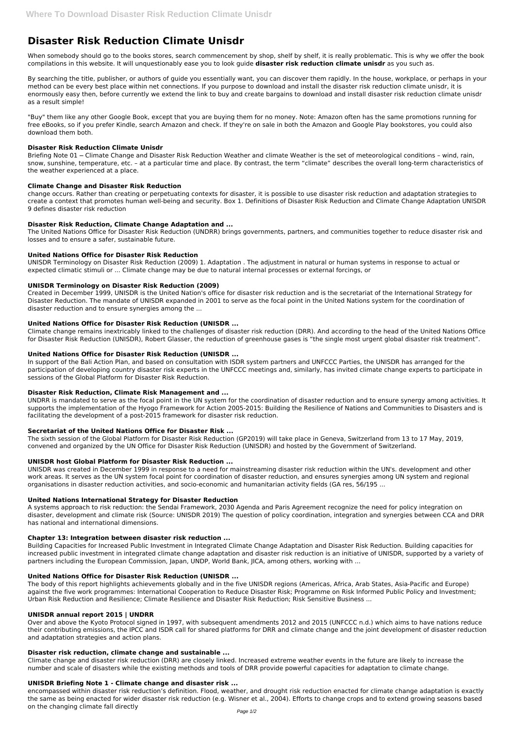# Disaster Risk Reduction Climate Unisdr

When somebody should go to the books stores, search commencement by shop, shelf by shelf, it is really problematic. This is why we offer the book compilations in this website. It will unquestionably ease you to look guide **disaster risk reduction climate unisdr** as you such as.

By searching the title, publisher, or authors of guide you essentially want, you can discover them rapidly. In the house, workplace, or perhaps in your method can be every best place within net connections. If you purpose to download and install the disaster risk reduction climate unisdr, it is enormously easy then, before currently we extend the link to buy and create bargains to download and install disaster risk reduction climate unisdr as a result simple!

"Buy" them like any other Google Book, except that you are buying them for no money. Note: Amazon often has the same promotions running for free eBooks, so if you prefer Kindle, search Amazon and check. If they're on sale in both the Amazon and Google Play bookstores, you could also download them both.

### Disaster Risk Reduction Climate Unisdr

Briefing Note 01 – Climate Change and Disaster Risk Reduction Weather and climate Weather is the set of meteorological conditions – wind, rain, snow, sunshine, temperature, etc. – at a particular time and place. By contrast, the term "climate" describes the overall long-term characteristics of the weather experienced at a place.

### Climate Change and Disaster Risk Reduction

change occurs. Rather than creating or perpetuating contexts for disaster, it is possible to use disaster risk reduction and adaptation strategies to create a context that promotes human well-being and security. Box 1. Definitions of Disaster Risk Reduction and Climate Change Adaptation UNISDR 9 defines disaster risk reduction

### Disaster Risk Reduction, Climate Change Adaptation and ...

The United Nations Office for Disaster Risk Reduction (UNDRR) brings governments, partners, and communities together to reduce disaster risk and losses and to ensure a safer, sustainable future.

### United Nations Office for Disaster Risk Reduction

UNISDR Terminology on Disaster Risk Reduction (2009) 1. Adaptation . The adjustment in natural or human systems in response to actual or expected climatic stimuli or ... Climate change may be due to natural internal processes or external forcings, or

### UNISDR Terminology on Disaster Risk Reduction (2009)

Created in December 1999, UNISDR is the United Nation's office for disaster risk reduction and is the secretariat of the International Strategy for Disaster Reduction. The mandate of UNISDR expanded in 2001 to serve as the focal point in the United Nations system for the coordination of disaster reduction and to ensure synergies among the ...

### United Nations Office for Disaster Risk Reduction (UNISDR ...

Climate change remains inextricably linked to the challenges of disaster risk reduction (DRR). And according to the head of the United Nations Office for Disaster Risk Reduction (UNISDR), Robert Glasser, the reduction of greenhouse gases is "the single most urgent global disaster risk treatment".

### United Nations Office for Disaster Risk Reduction (UNISDR ...

In support of the Bali Action Plan, and based on consultation with ISDR system partners and UNFCCC Parties, the UNISDR has arranged for the participation of developing country disaster risk experts in the UNFCCC meetings and, similarly, has invited climate change experts to participate in sessions of the Global Platform for Disaster Risk Reduction.

### Disaster Risk Reduction, Climate Risk Management and ...

UNDRR is mandated to serve as the focal point in the UN system for the coordination of disaster reduction and to ensure synergy among activities. It supports the implementation of the Hyogo Framework for Action 2005-2015: Building the Resilience of Nations and Communities to Disasters and is facilitating the development of a post-2015 framework for disaster risk reduction.

### Secretariat of the United Nations Office for Disaster Risk ...

The sixth session of the Global Platform for Disaster Risk Reduction (GP2019) will take place in Geneva, Switzerland from 13 to 17 May, 2019, convened and organized by the UN Office for Disaster Risk Reduction (UNISDR) and hosted by the Government of Switzerland.

### UNISDR host Global Platform for Disaster Risk Reduction ...

UNISDR was created in December 1999 in response to a need for mainstreaming disaster risk reduction within the UN's. development and other work areas. It serves as the UN system focal point for coordination of disaster reduction, and ensures synergies among UN system and regional organisations in disaster reduction activities, and socio-economic and humanitarian activity fields (GA res, 56/195 ...

### United Nations International Strategy for Disaster Reduction

A systems approach to risk reduction: the Sendai Framework, 2030 Agenda and Paris Agreement recognize the need for policy integration on disaster, development and climate risk (Source: UNISDR 2019) The question of policy coordination, integration and synergies between CCA and DRR has national and international dimensions.

### Chapter 13: Integration between disaster risk reduction ...

Building Capacities for Increased Public Investment in Integrated Climate Change Adaptation and Disaster Risk Reduction. Building capacities for increased public investment in integrated climate change adaptation and disaster risk reduction is an initiative of UNISDR, supported by a variety of partners including the European Commission, Japan, UNDP, World Bank, JICA, among others, working with ...

### United Nations Office for Disaster Risk Reduction (UNISDR ...

The body of this report highlights achievements globally and in the five UNISDR regions (Americas, Africa, Arab States, Asia-Pacific and Europe) against the five work programmes: International Cooperation to Reduce Disaster Risk; Programme on Risk Informed Public Policy and Investment; Urban Risk Reduction and Resilience; Climate Resilience and Disaster Risk Reduction; Risk Sensitive Business ...

### UNISDR annual report 2015 | UNDRR

Over and above the Kyoto Protocol signed in 1997, with subsequent amendments 2012 and 2015 (UNFCCC n.d.) which aims to have nations reduce their contributing emissions, the IPCC and ISDR call for shared platforms for DRR and climate change and the joint development of disaster reduction and adaptation strategies and action plans.

### Disaster risk reduction, climate change and sustainable ...

Climate change and disaster risk reduction (DRR) are closely linked. Increased extreme weather events in the future are likely to increase the number and scale of disasters while the existing methods and tools of DRR provide powerful capacities for adaptation to climate change.

### UNISDR Briefing Note 1 - Climate change and disaster risk ...

encompassed within disaster risk reduction's definition. Flood, weather, and drought risk reduction enacted for climate change adaptation is exactly the same as being enacted for wider disaster risk reduction (e.g. Wisner et al., 2004). Efforts to change crops and to extend growing seasons based on the changing climate fall directly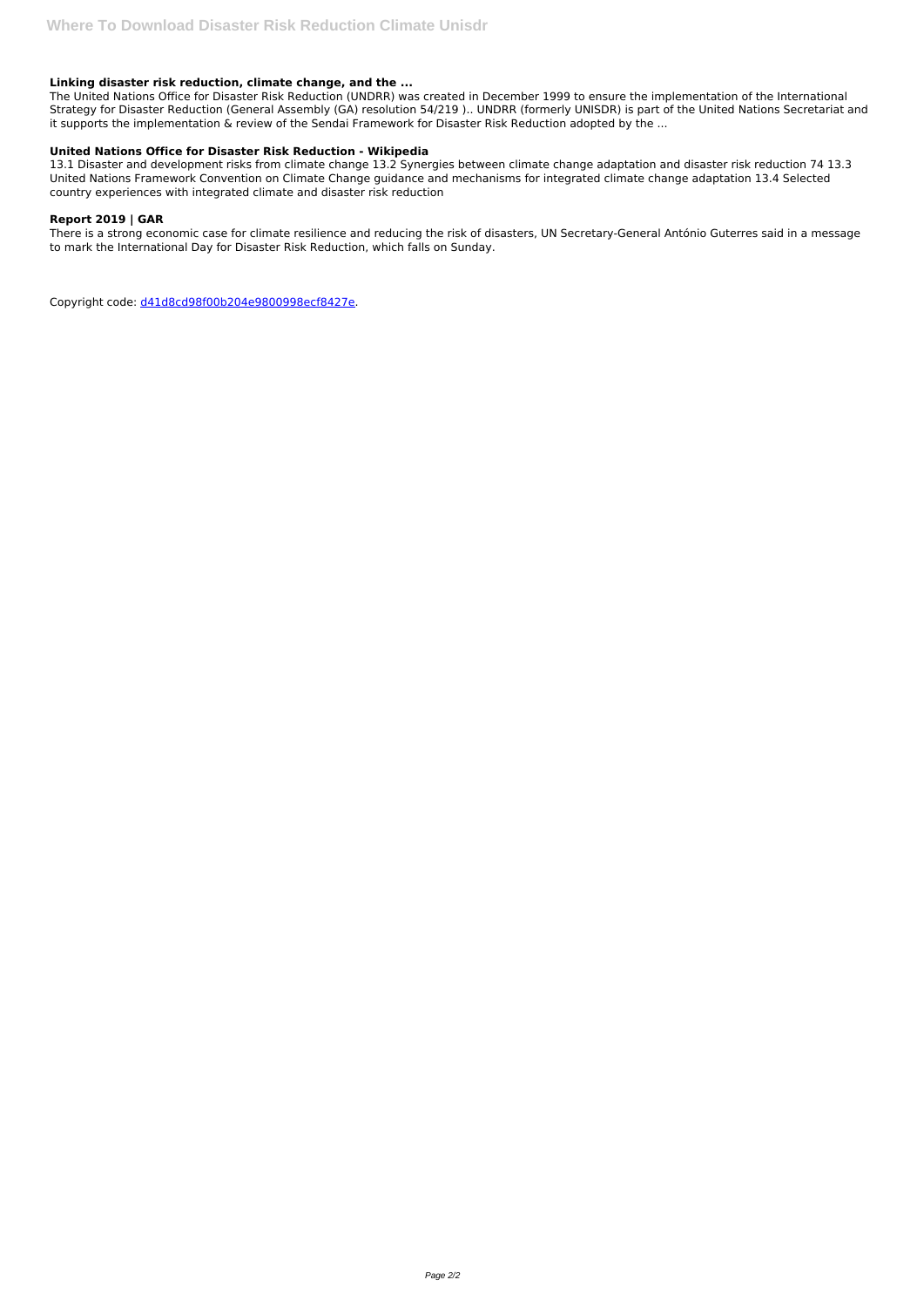**Linking disaster risk reduction, climate change, and the ...**

The United Nations Office for Disaster Risk Reduction (UNDRR) was created in December 1999 to ensure the implementation of the International Strategy for Disaster Reduction (General Assembly (GA) resolution 54/219 ).. UNDRR (formerly UNISDR) is part of the United Nations Secretariat and it supports the implementation & review of the Sendai Framework for Disaster Risk Reduction adopted by the ...

**United Nations Office for Disaster Risk Reduction - Wikipedia**

13.1 Disaster and development risks from climate change 13.2 Synergies between climate change adaptation and disaster risk reduction 74 13.3 United Nations Framework Convention on Climate Change guidance and mechanisms for integrated climate change adaptation 13.4 Selected country experiences with integrated climate and disaster risk reduction

**Report 2019 | GAR**

There is a strong economic case for climate resilience and reducing the risk of disasters, UN Secretary-General António Guterres said in a message to mark the International Day for Disaster Risk Reduction, which falls on Sunday.

Copyright code: d41d8cd98f00b204e9800998ecf8427e.